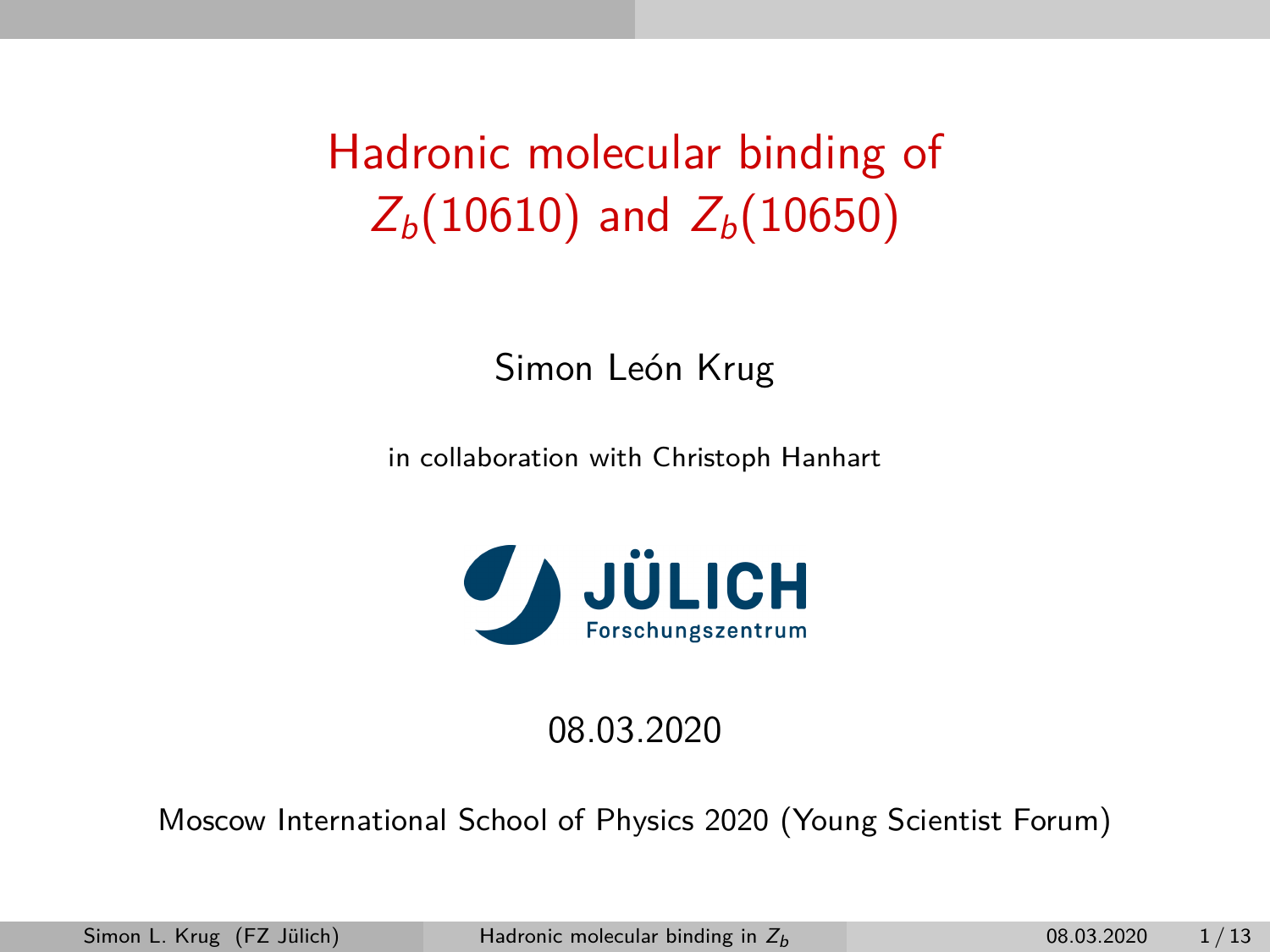# Hadronic molecular binding of $Z_b(10610)$ and $Z_b(10650)$

Simon León Krug

in collaboration with Christoph Hanhart

JÜLICH Forschungszentrum

08.03.2020

Moscow International School of Physics 2020 (Young Scientist Forum)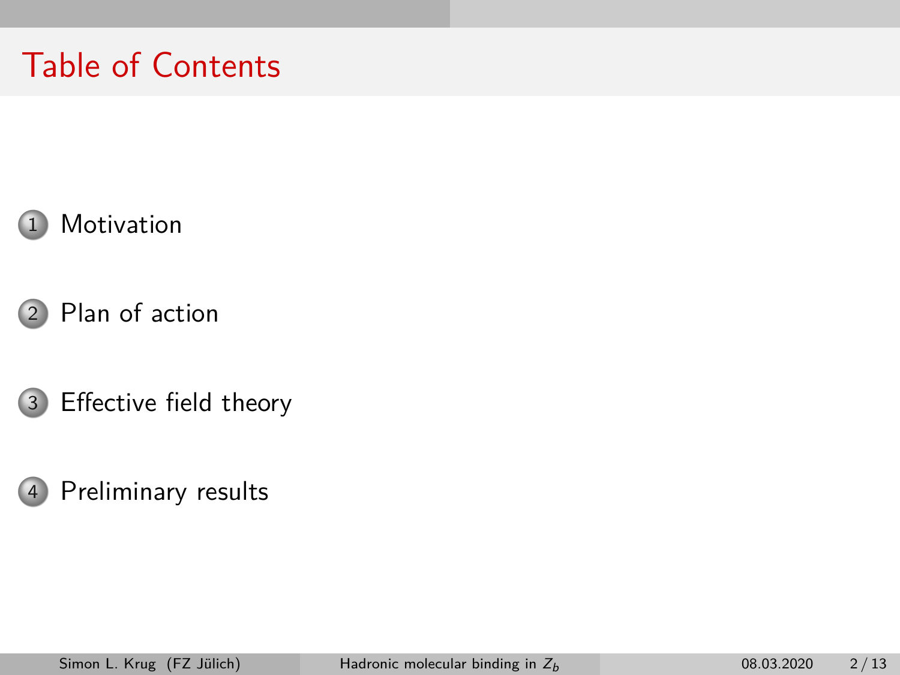# Table of Contents

1. Motivation
2. Plan of action
3. Effective field theory
4. Preliminary results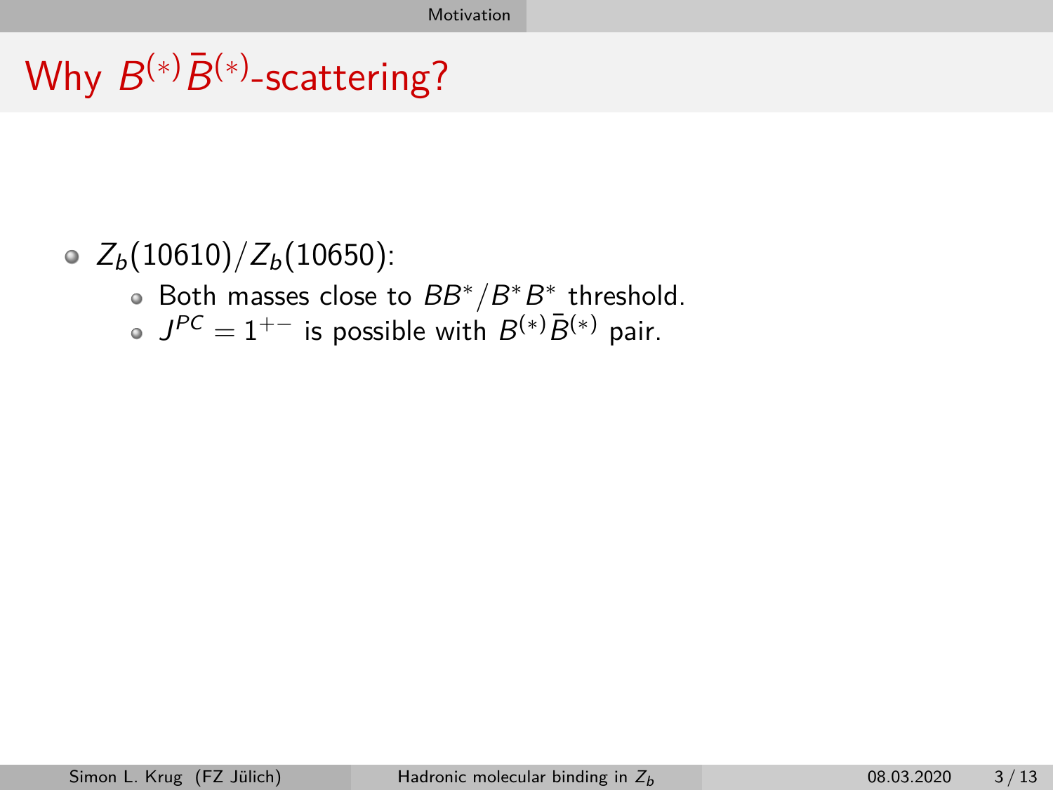# Why $B^{(*)}\bar{B}^{(*)}$-scattering?

- $Z_b(10610)/Z_b(10650)$:
  - Both masses close to $BB^*/B^*B^*$ threshold.
  - $J^{PC} = 1^{+-}$ is possible with $B^{(*)}\bar{B}^{(*)}$ pair.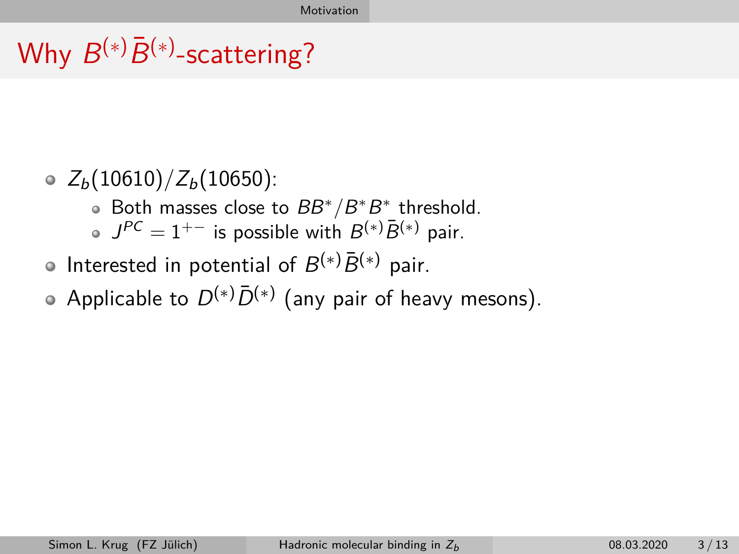# Why $B^{(*)}\bar{B}^{(*)}$-scattering?

- $Z_b(10610)/Z_b(10650)$:
  - Both masses close to $BB^*/B^*B^*$ threshold.
  - $J^{PC} = 1^{+-}$ is possible with $B^{(*)}\bar{B}^{(*)}$ pair.
- Interested in potential of $B^{(*)}\bar{B}^{(*)}$ pair.
- Applicable to $D^{(*)}\bar{D}^{(*)}$ (any pair of heavy mesons).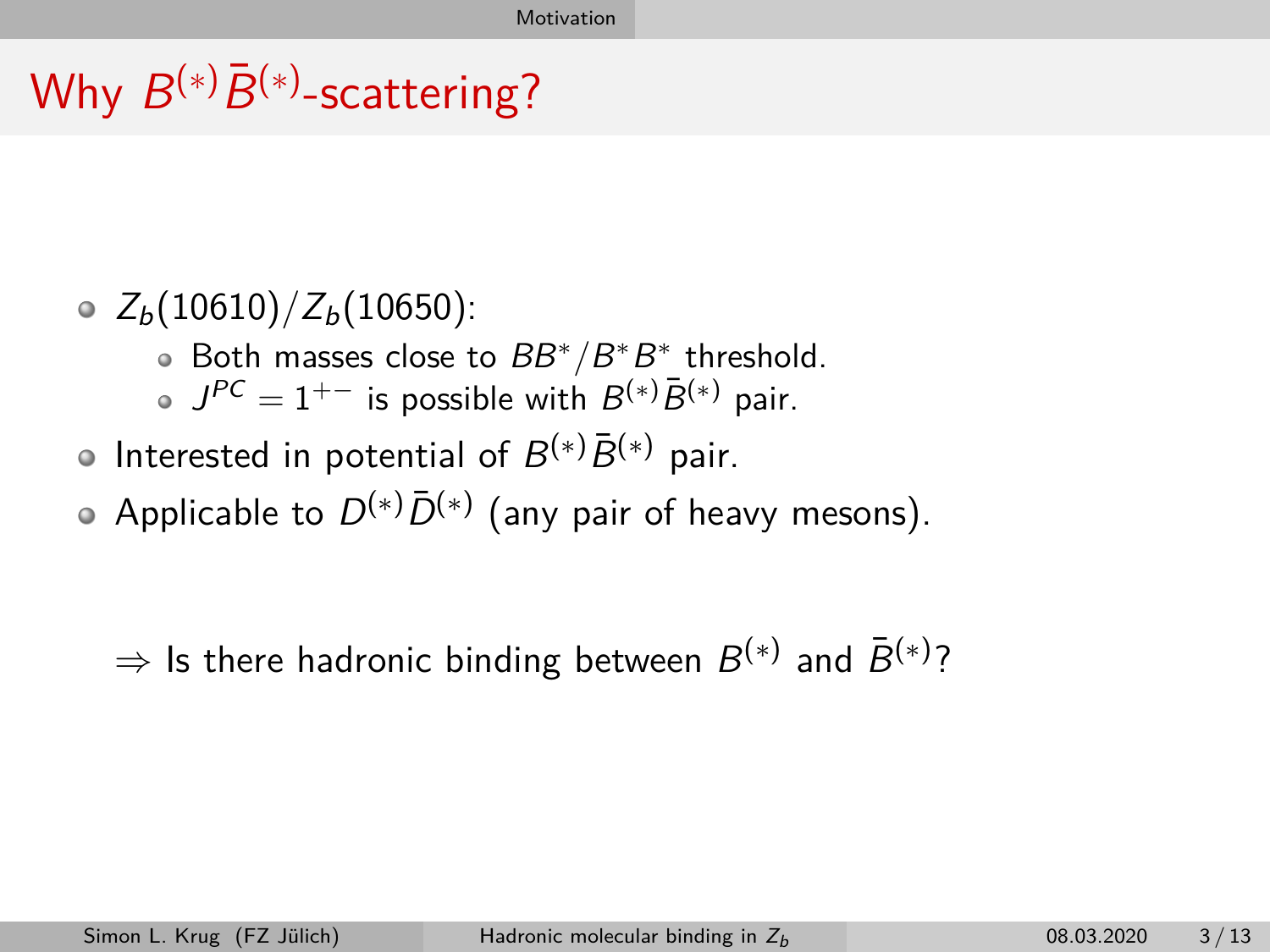# Why $B^{(*)}\bar{B}^{(*)}$-scattering?

- $Z_b(10610)/Z_b(10650)$:
  - Both masses close to $BB^*/B^*B^*$ threshold.
  - $J^{PC} = 1^{+-}$ is possible with $B^{(*)}\bar{B}^{(*)}$ pair.
- Interested in potential of $B^{(*)}\bar{B}^{(*)}$ pair.
- Applicable to $D^{(*)}\bar{D}^{(*)}$ (any pair of heavy mesons).

$\Rightarrow$ Is there hadronic binding between $B^{(*)}$ and $\bar{B}^{(*)}$?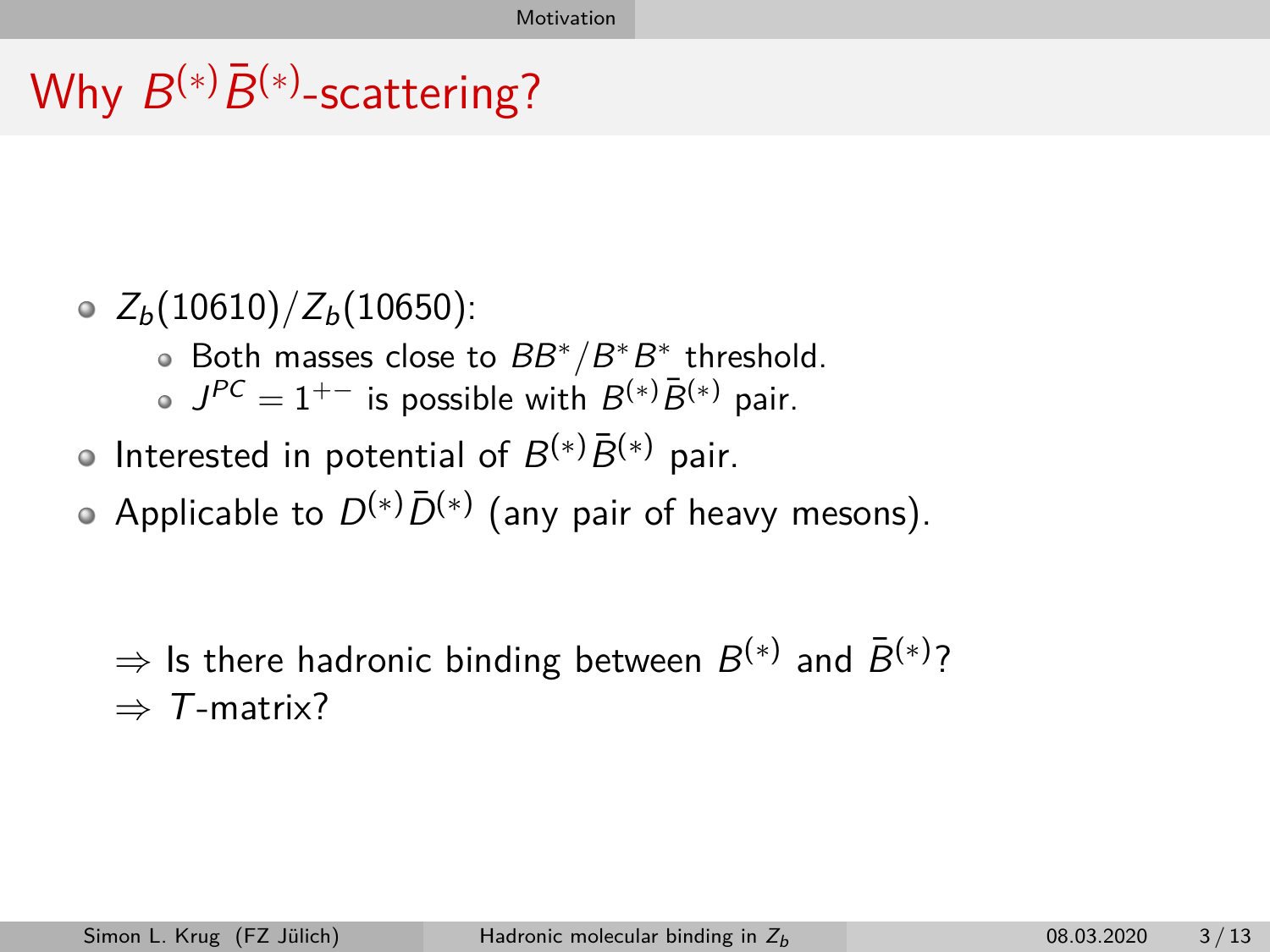# Why $B^{(*)}\bar{B}^{(*)}$-scattering?

- $Z_b(10610)/Z_b(10650)$:
  - Both masses close to $BB^*/B^*B^*$ threshold.
  - $J^{PC} = 1^{+-}$ is possible with $B^{(*)}\bar{B}^{(*)}$ pair.
- Interested in potential of $B^{(*)}\bar{B}^{(*)}$ pair.
- Applicable to $D^{(*)}\bar{D}^{(*)}$ (any pair of heavy mesons).

$\Rightarrow$ Is there hadronic binding between $B^{(*)}$ and $\bar{B}^{(*)}$?

$\Rightarrow$ $T$-matrix?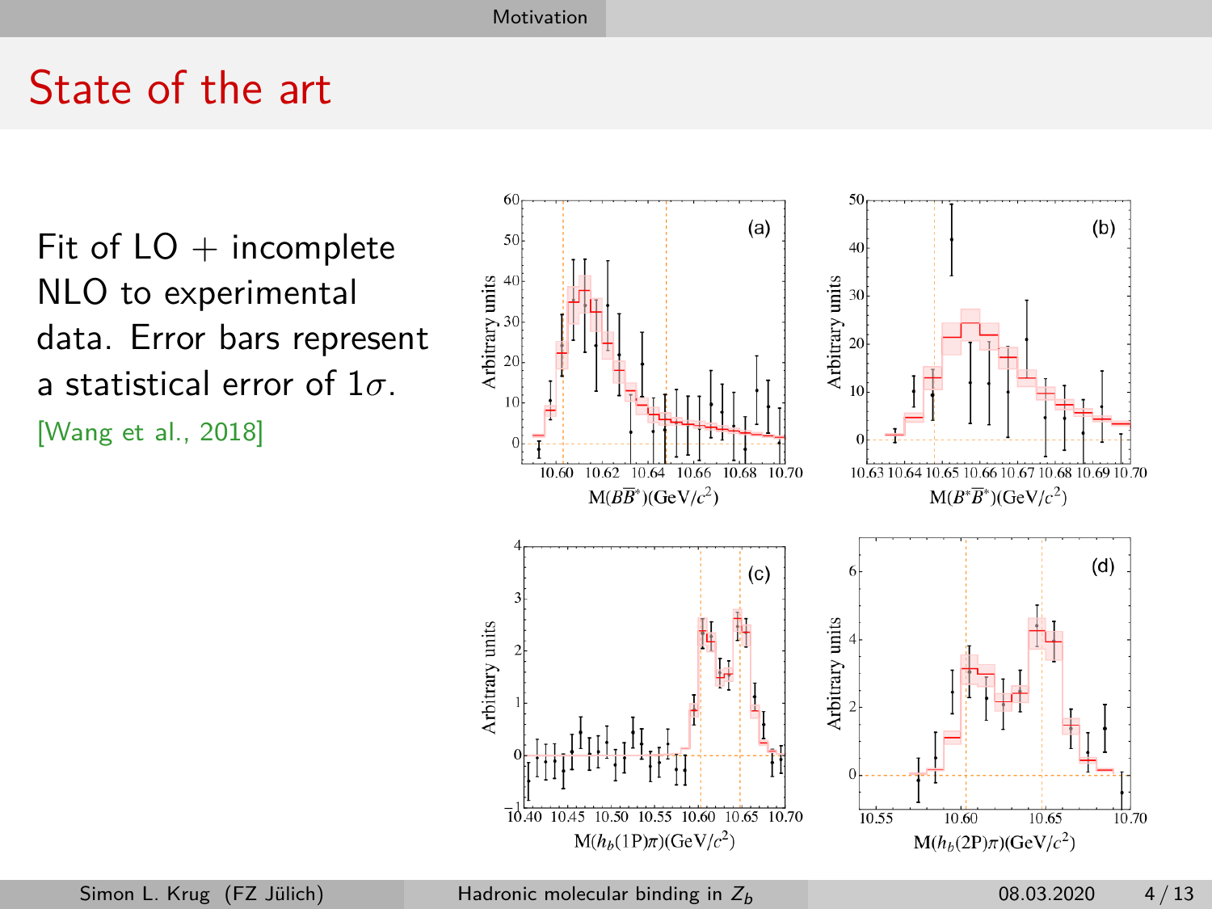# State of the art

Fit of LO + incomplete NLO to experimental data. Error bars represent a statistical error of $1\sigma$.

[Wang et al., 2018]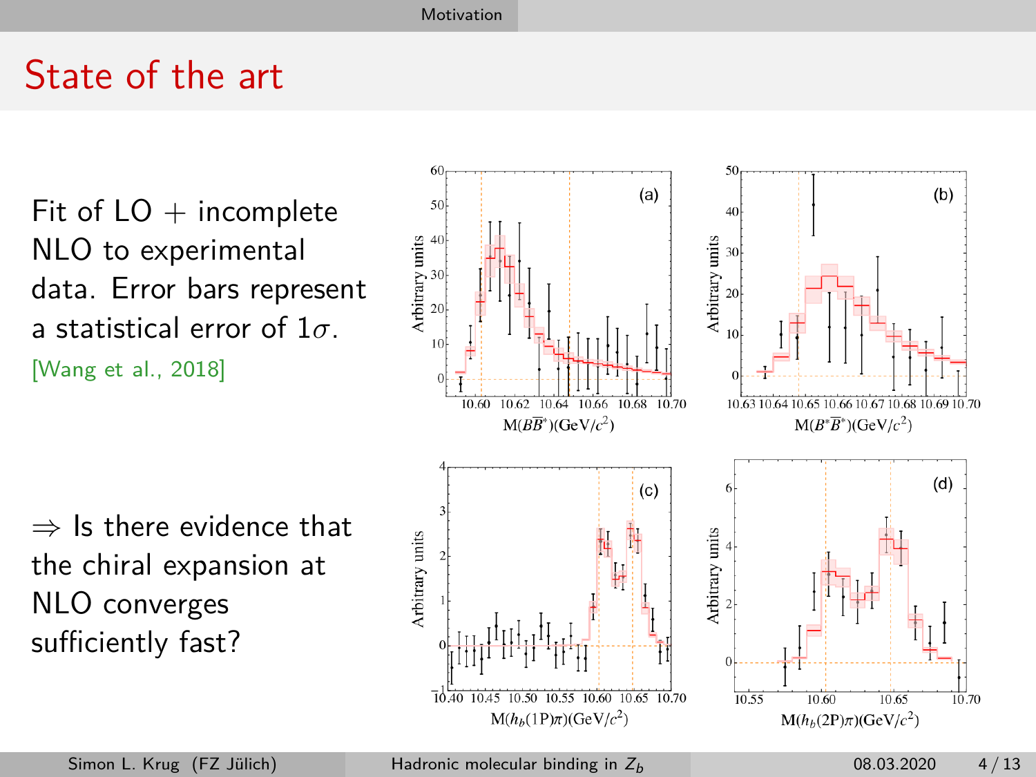# State of the art

Fit of LO + incomplete NLO to experimental data. Error bars represent a statistical error of $1\sigma$.

[Wang et al., 2018]

$\Rightarrow$ Is there evidence that the chiral expansion at NLO converges sufficiently fast?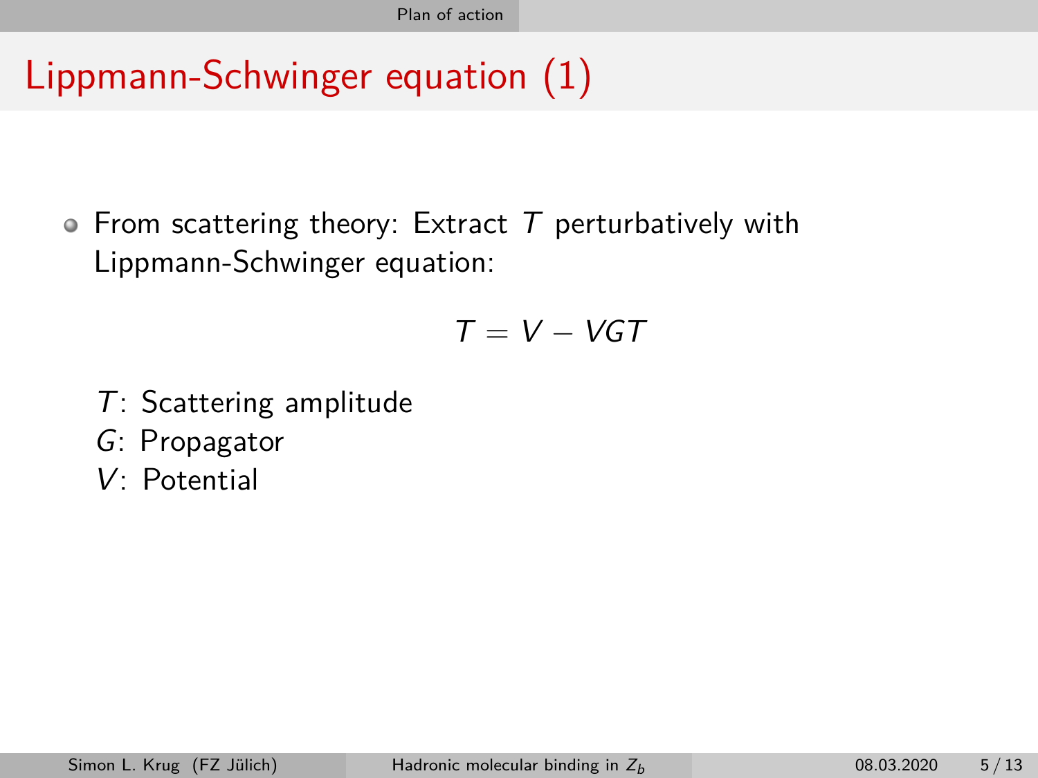# Lippmann-Schwinger equation (1)

- From scattering theory: Extract $T$ perturbatively with Lippmann-Schwinger equation:

$$T = V - VGT$$

$T$: Scattering amplitude
$G$: Propagator
$V$: Potential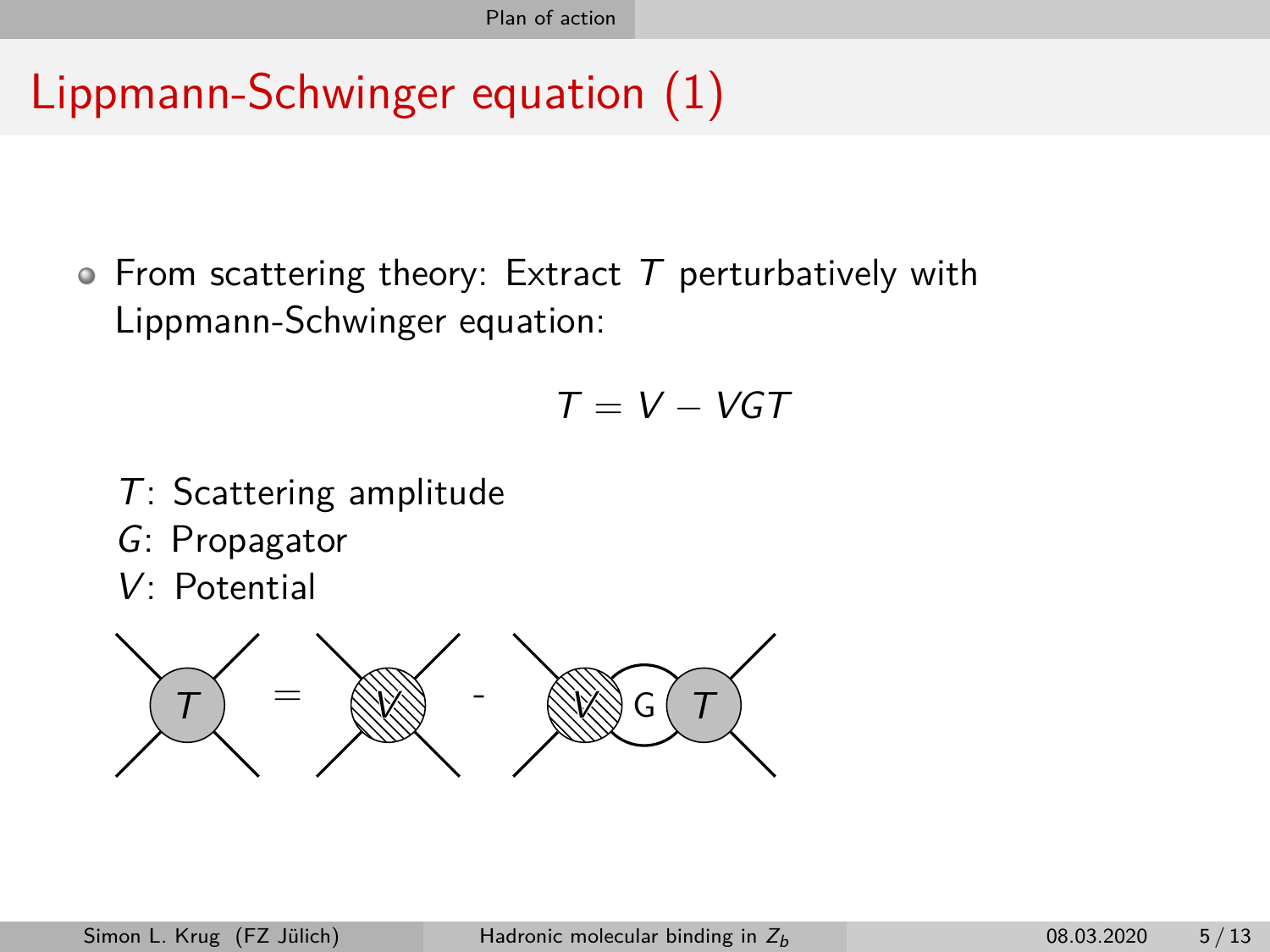# Lippmann-Schwinger equation (1)

- From scattering theory: Extract $T$ perturbatively with Lippmann-Schwinger equation:

$$T = V - VGT$$

$T$: Scattering amplitude

$G$: Propagator

$V$: Potential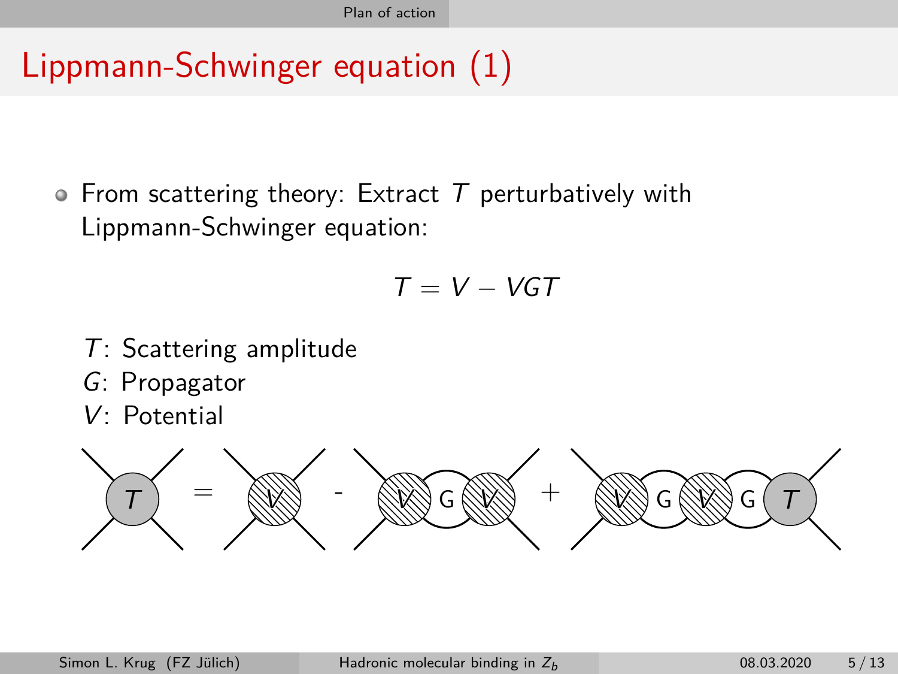# Lippmann-Schwinger equation (1)

- From scattering theory: Extract $T$ perturbatively with Lippmann-Schwinger equation:

$$T = V - VGT$$

$T$: Scattering amplitude

$G$: Propagator

$V$: Potential

$$T = V - VGV + VGVGT$$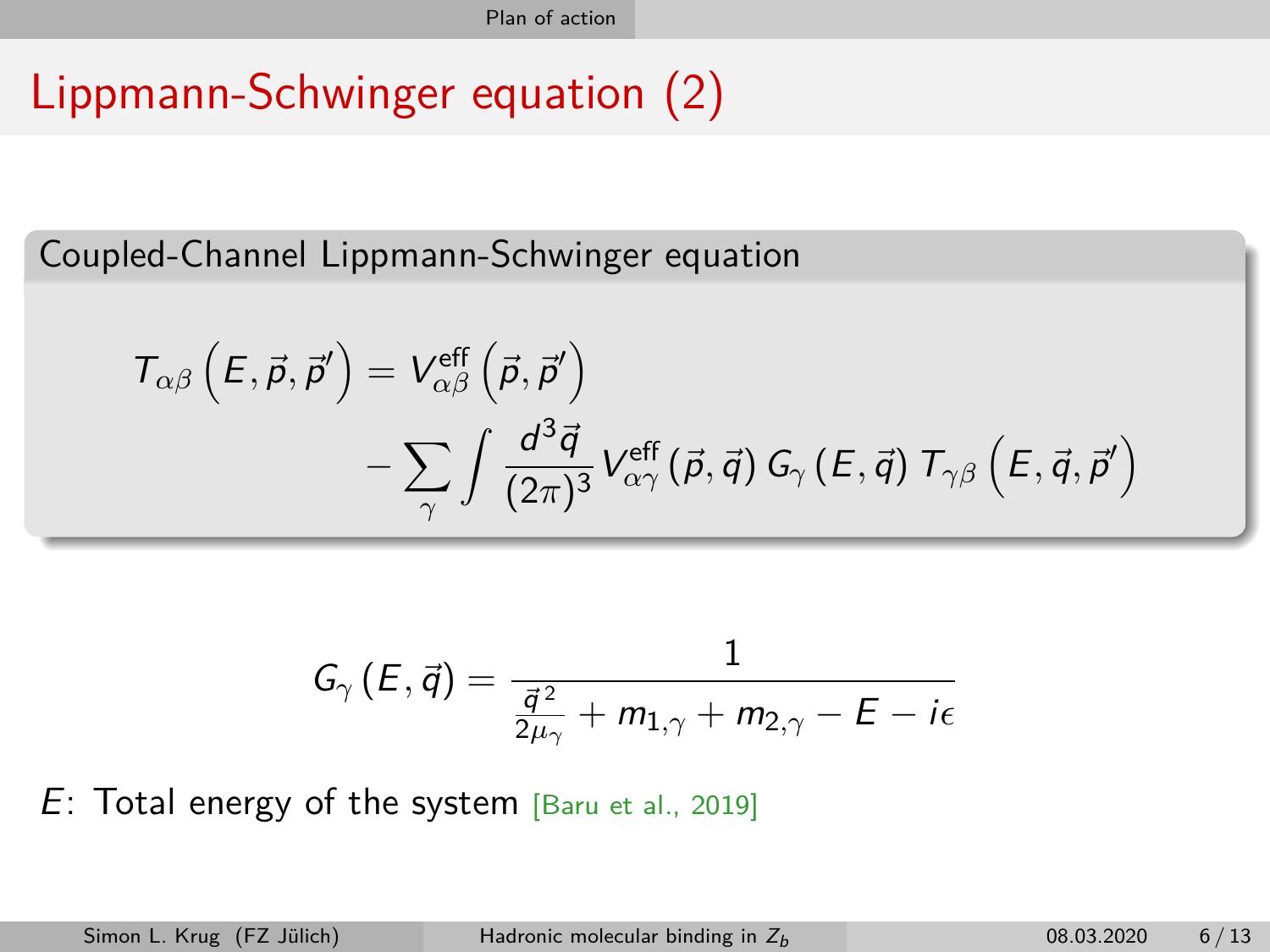# Lippmann-Schwinger equation (2)

## Coupled-Channel Lippmann-Schwinger equation

$$
\begin{aligned}
T_{\alpha\beta}\left(E, \vec{p}, \vec{p}'\right) = {} & V^{\text{eff}}_{\alpha\beta}\left(\vec{p}, \vec{p}'\right) \\
& - \sum_{\gamma} \int \frac{d^3\vec{q}}{(2\pi)^3} V^{\text{eff}}_{\alpha\gamma}\left(\vec{p}, \vec{q}\right) G_{\gamma}\left(E, \vec{q}\right) T_{\gamma\beta}\left(E, \vec{q}, \vec{p}'\right)
\end{aligned}
$$

$$
G_{\gamma}\left(E, \vec{q}\right) = \frac{1}{\frac{\vec{q}^{\,2}}{2\mu_{\gamma}} + m_{1,\gamma} + m_{2,\gamma} - E - i\epsilon}
$$

$E$: Total energy of the system [Baru et al., 2019]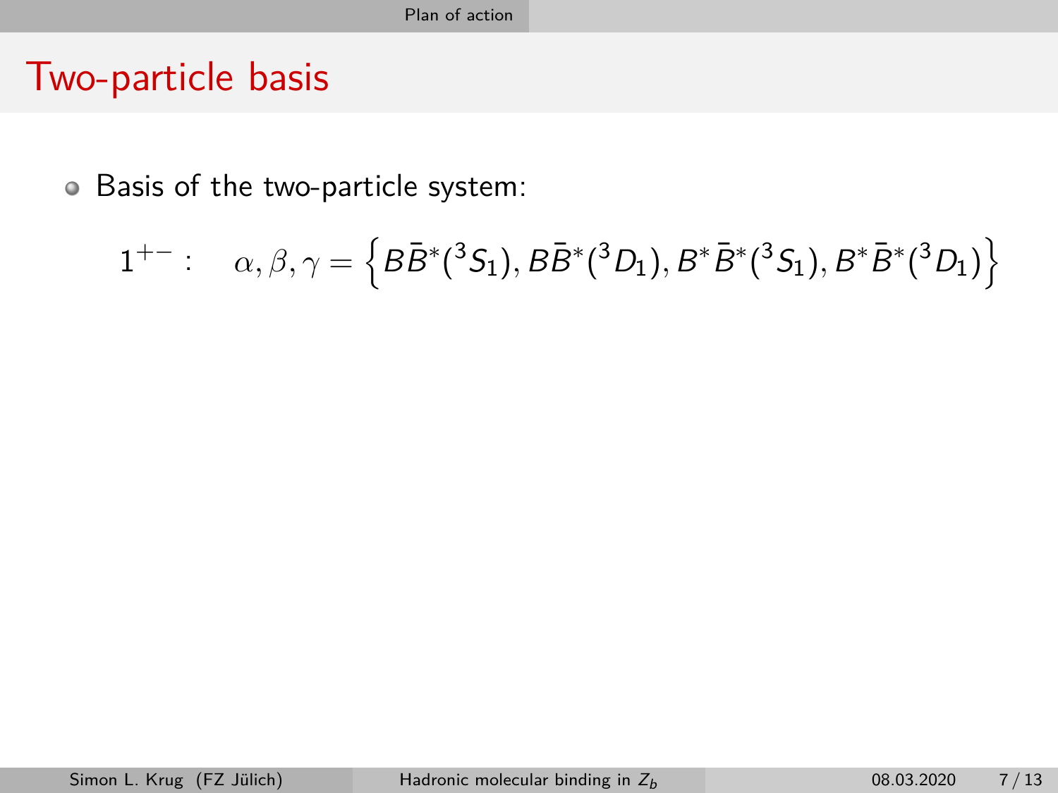# Two-particle basis

- Basis of the two-particle system:

$$1^{+-}: \quad \alpha,\beta,\gamma = \left\{ B\bar{B}^*(^3S_1), B\bar{B}^*(^3D_1), B^*\bar{B}^*(^3S_1), B^*\bar{B}^*(^3D_1) \right\}$$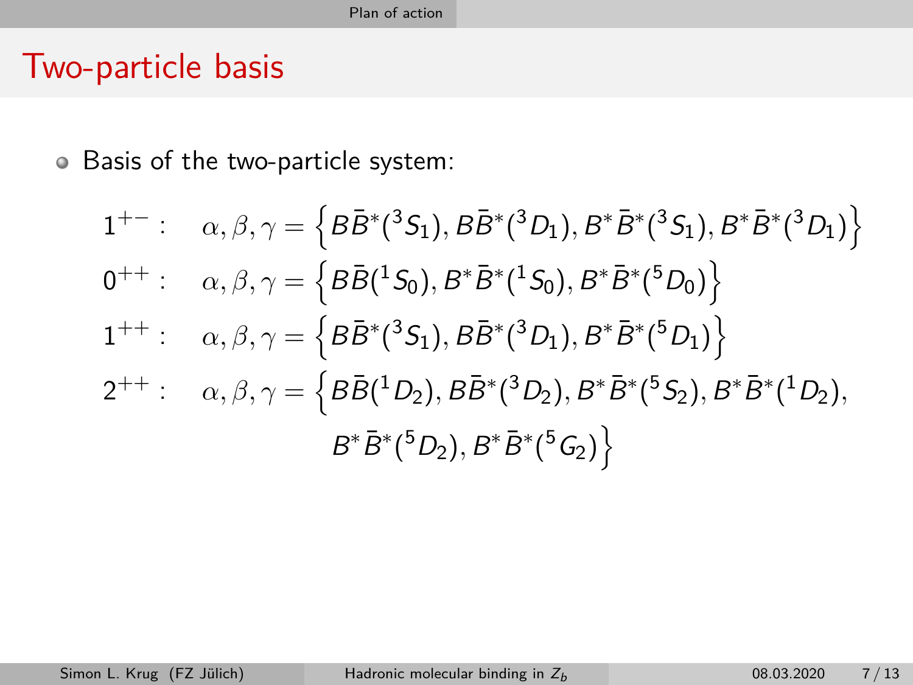# Two-particle basis

- Basis of the two-particle system:

$$
\begin{aligned}
1^{+-}: &\quad \alpha, \beta, \gamma = \left\{ B\bar{B}^*(^3S_1), B\bar{B}^*(^3D_1), B^*\bar{B}^*(^3S_1), B^*\bar{B}^*(^3D_1) \right\} \\
0^{++}: &\quad \alpha, \beta, \gamma = \left\{ B\bar{B}(^1S_0), B^*\bar{B}^*(^1S_0), B^*\bar{B}^*(^5D_0) \right\} \\
1^{++}: &\quad \alpha, \beta, \gamma = \left\{ B\bar{B}^*(^3S_1), B\bar{B}^*(^3D_1), B^*\bar{B}^*(^5D_1) \right\} \\
2^{++}: &\quad \alpha, \beta, \gamma = \left\{ B\bar{B}(^1D_2), B\bar{B}^*(^3D_2), B^*\bar{B}^*(^5S_2), B^*\bar{B}^*(^1D_2), \right. \\
&\qquad\qquad\quad \left. B^*\bar{B}^*(^5D_2), B^*\bar{B}^*(^5G_2) \right\}
\end{aligned}
$$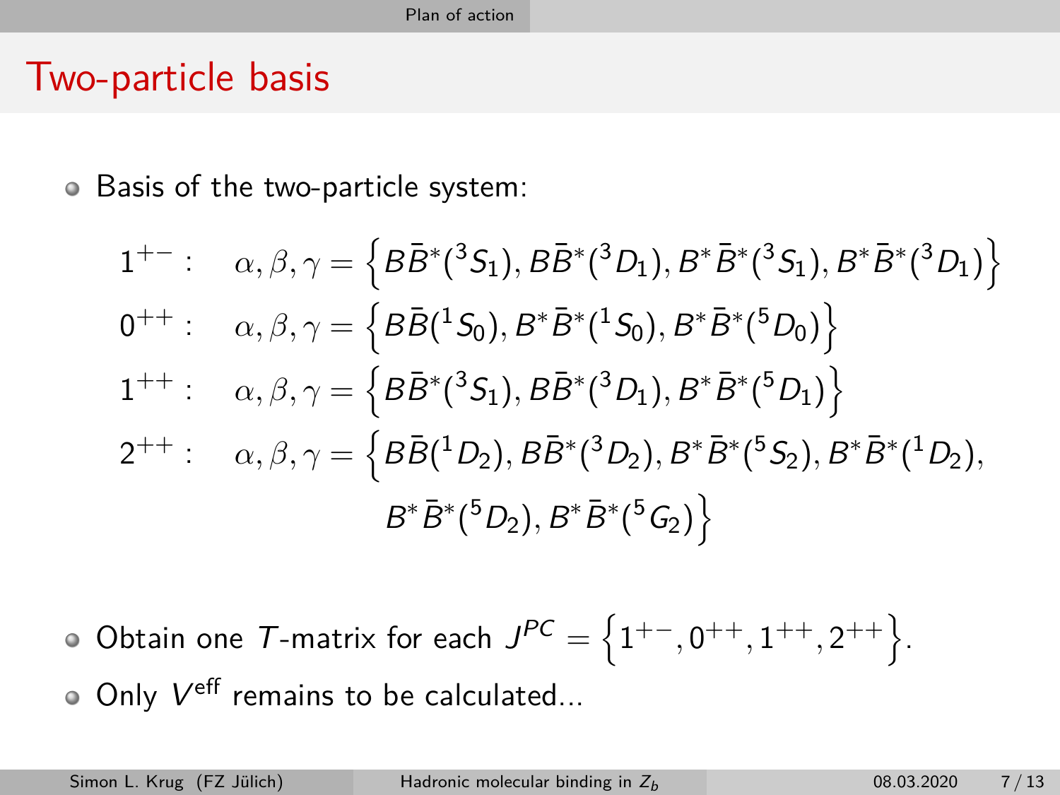# Two-particle basis

- Basis of the two-particle system:

$$
\begin{aligned}
1^{+-}: &\quad \alpha, \beta, \gamma = \Big\{ B\bar{B}^*(^3S_1), B\bar{B}^*(^3D_1), B^*\bar{B}^*(^3S_1), B^*\bar{B}^*(^3D_1) \Big\} \\
0^{++}: &\quad \alpha, \beta, \gamma = \Big\{ B\bar{B}(^1S_0), B^*\bar{B}^*(^1S_0), B^*\bar{B}^*(^5D_0) \Big\} \\
1^{++}: &\quad \alpha, \beta, \gamma = \Big\{ B\bar{B}^*(^3S_1), B\bar{B}^*(^3D_1), B^*\bar{B}^*(^5D_1) \Big\} \\
2^{++}: &\quad \alpha, \beta, \gamma = \Big\{ B\bar{B}(^1D_2), B\bar{B}^*(^3D_2), B^*\bar{B}^*(^5S_2), B^*\bar{B}^*(^1D_2), \\
&\qquad\qquad B^*\bar{B}^*(^5D_2), B^*\bar{B}^*(^5G_2) \Big\}
\end{aligned}
$$

- Obtain one $T$-matrix for each $J^{PC} = \Big\{1^{+-}, 0^{++}, 1^{++}, 2^{++}\Big\}$.
- Only $V^{\text{eff}}$ remains to be calculated...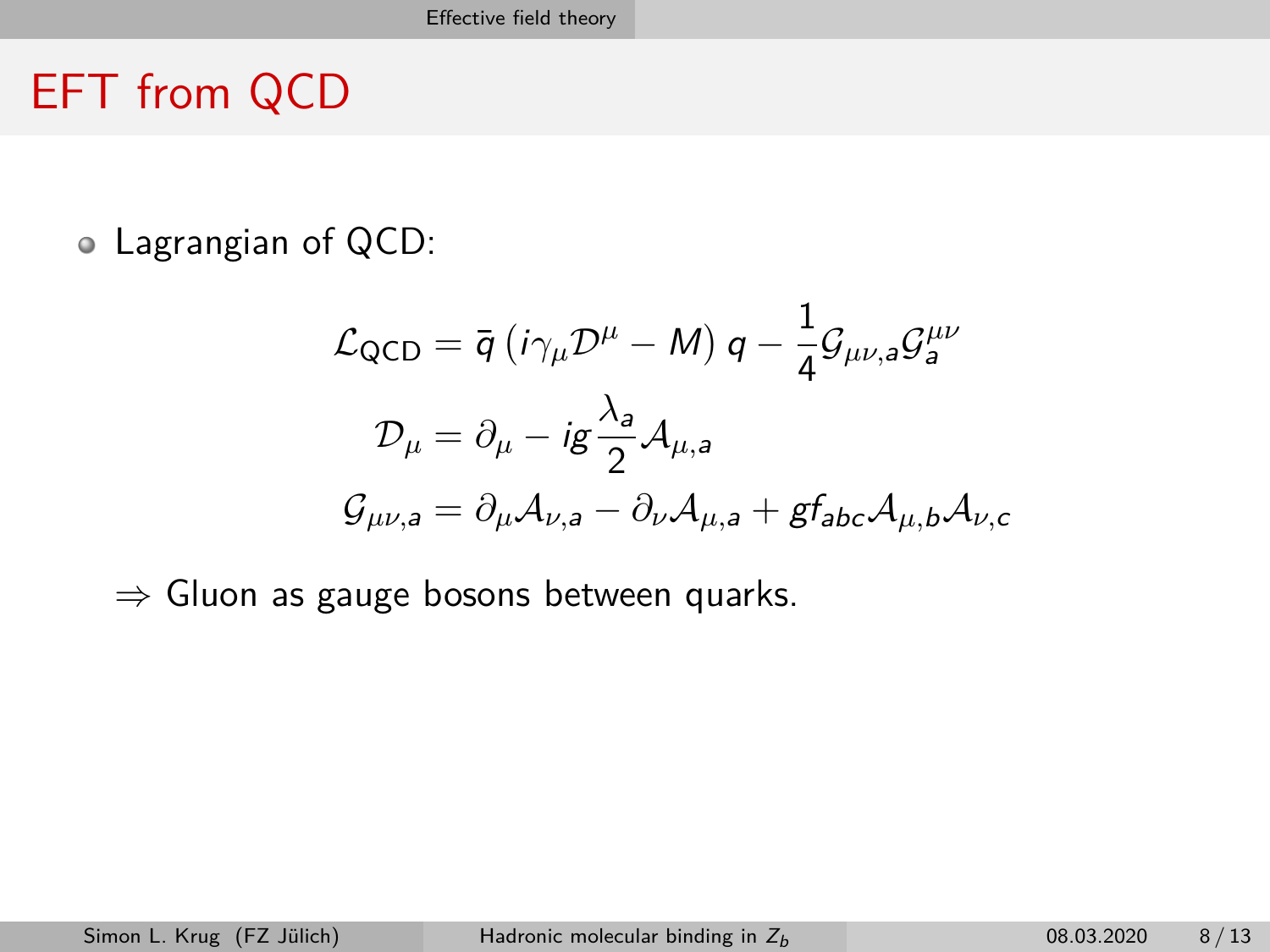# EFT from QCD

- Lagrangian of QCD:

$$\mathcal{L}_{\text{QCD}} = \bar{q}\left(i\gamma_\mu \mathcal{D}^\mu - M\right) q - \frac{1}{4}\mathcal{G}_{\mu\nu,a}\mathcal{G}_a^{\mu\nu}$$

$$\mathcal{D}_\mu = \partial_\mu - ig\frac{\lambda_a}{2}\mathcal{A}_{\mu,a}$$

$$\mathcal{G}_{\mu\nu,a} = \partial_\mu \mathcal{A}_{\nu,a} - \partial_\nu \mathcal{A}_{\mu,a} + gf_{abc}\mathcal{A}_{\mu,b}\mathcal{A}_{\nu,c}$$

$\Rightarrow$ Gluon as gauge bosons between quarks.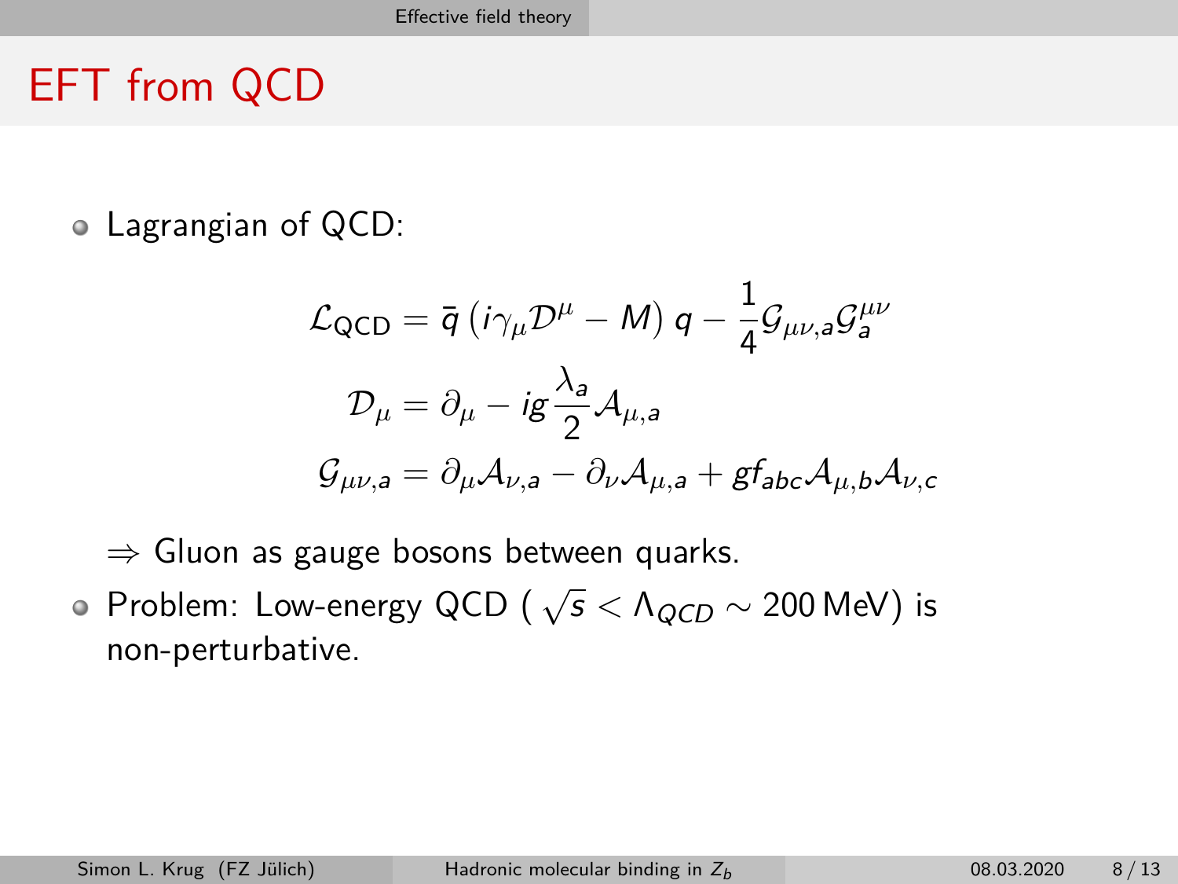# EFT from QCD

- Lagrangian of QCD:

$$\mathcal{L}_{\text{QCD}} = \bar{q}\left(i\gamma_\mu \mathcal{D}^\mu - M\right) q - \frac{1}{4}\mathcal{G}_{\mu\nu,a}\mathcal{G}_a^{\mu\nu}$$

$$\mathcal{D}_\mu = \partial_\mu - ig\frac{\lambda_a}{2}\mathcal{A}_{\mu,a}$$

$$\mathcal{G}_{\mu\nu,a} = \partial_\mu \mathcal{A}_{\nu,a} - \partial_\nu \mathcal{A}_{\mu,a} + gf_{abc}\mathcal{A}_{\mu,b}\mathcal{A}_{\nu,c}$$

  $\Rightarrow$ Gluon as gauge bosons between quarks.

- Problem: Low-energy QCD ( $\sqrt{s} < \Lambda_{QCD} \sim 200\,\text{MeV}$) is non-perturbative.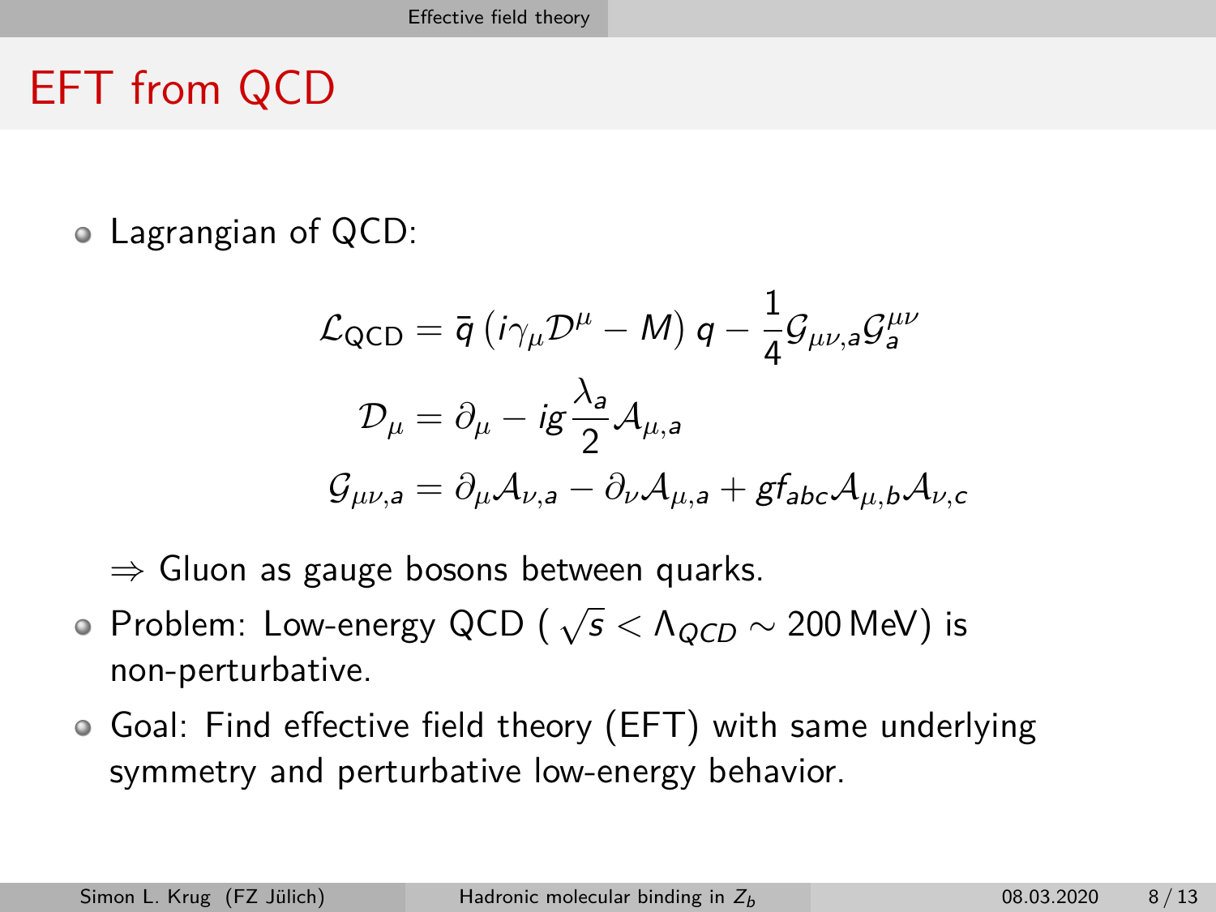# EFT from QCD

- Lagrangian of QCD:

$$\mathcal{L}_{\text{QCD}} = \bar{q}\left(i\gamma_\mu \mathcal{D}^\mu - M\right) q - \frac{1}{4}\mathcal{G}_{\mu\nu,a}\mathcal{G}_a^{\mu\nu}$$

$$\mathcal{D}_\mu = \partial_\mu - ig\frac{\lambda_a}{2}\mathcal{A}_{\mu,a}$$

$$\mathcal{G}_{\mu\nu,a} = \partial_\mu \mathcal{A}_{\nu,a} - \partial_\nu \mathcal{A}_{\mu,a} + gf_{abc}\mathcal{A}_{\mu,b}\mathcal{A}_{\nu,c}$$

  $\Rightarrow$ Gluon as gauge bosons between quarks.

- Problem: Low-energy QCD ( $\sqrt{s} < \Lambda_{QCD} \sim 200\,\text{MeV}$) is non-perturbative.
- Goal: Find effective field theory (EFT) with same underlying symmetry and perturbative low-energy behavior.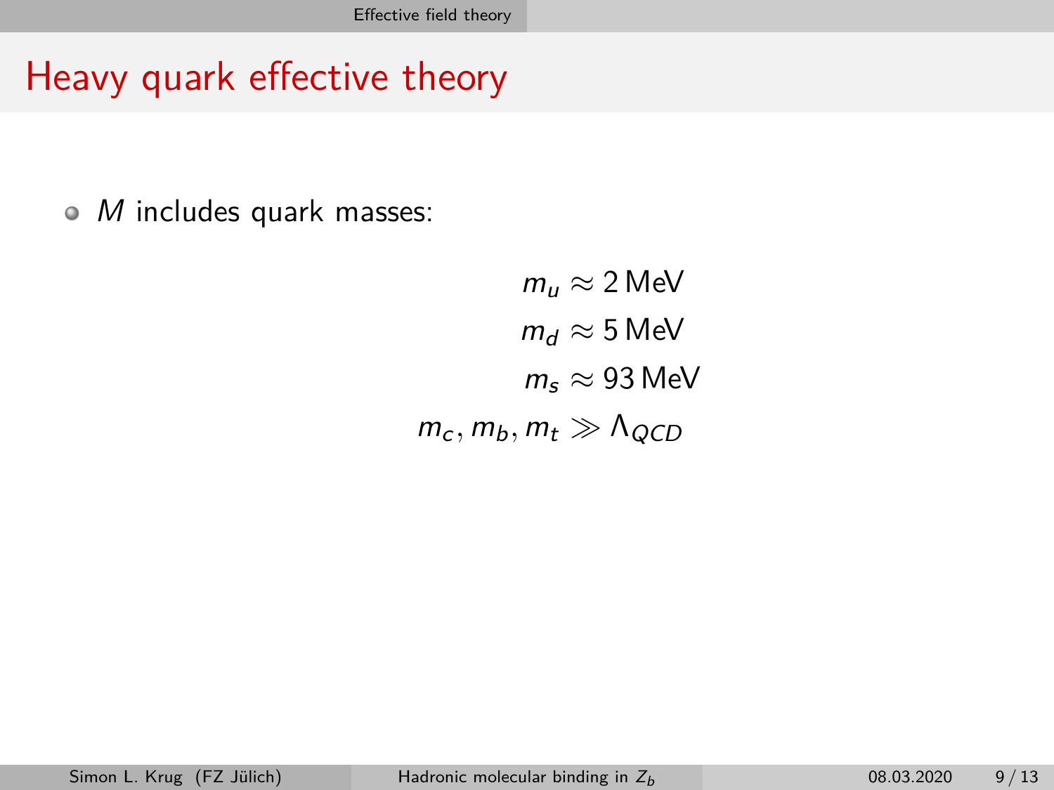# Heavy quark effective theory

- $M$ includes quark masses:

$$
\begin{aligned}
m_u &\approx 2\,\text{MeV} \\
m_d &\approx 5\,\text{MeV} \\
m_s &\approx 93\,\text{MeV} \\
m_c, m_b, m_t &\gg \Lambda_{QCD}
\end{aligned}
$$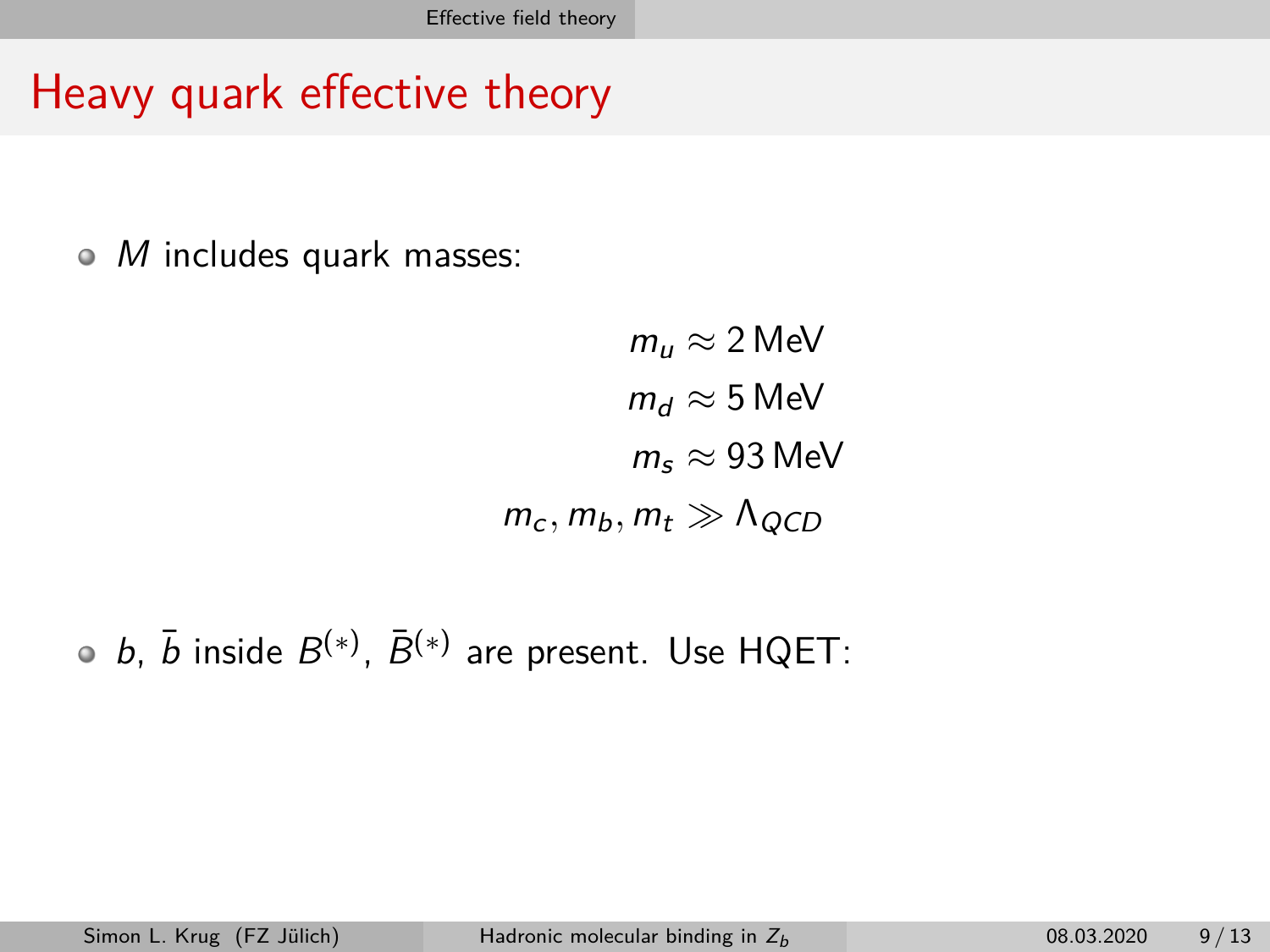# Heavy quark effective theory

- $M$ includes quark masses:

$$
\begin{aligned}
m_u &\approx 2\,\text{MeV} \\
m_d &\approx 5\,\text{MeV} \\
m_s &\approx 93\,\text{MeV} \\
m_c, m_b, m_t &\gg \Lambda_{QCD}
\end{aligned}
$$

- $b$, $\bar{b}$ inside $B^{(*)}$, $\bar{B}^{(*)}$ are present. Use HQET: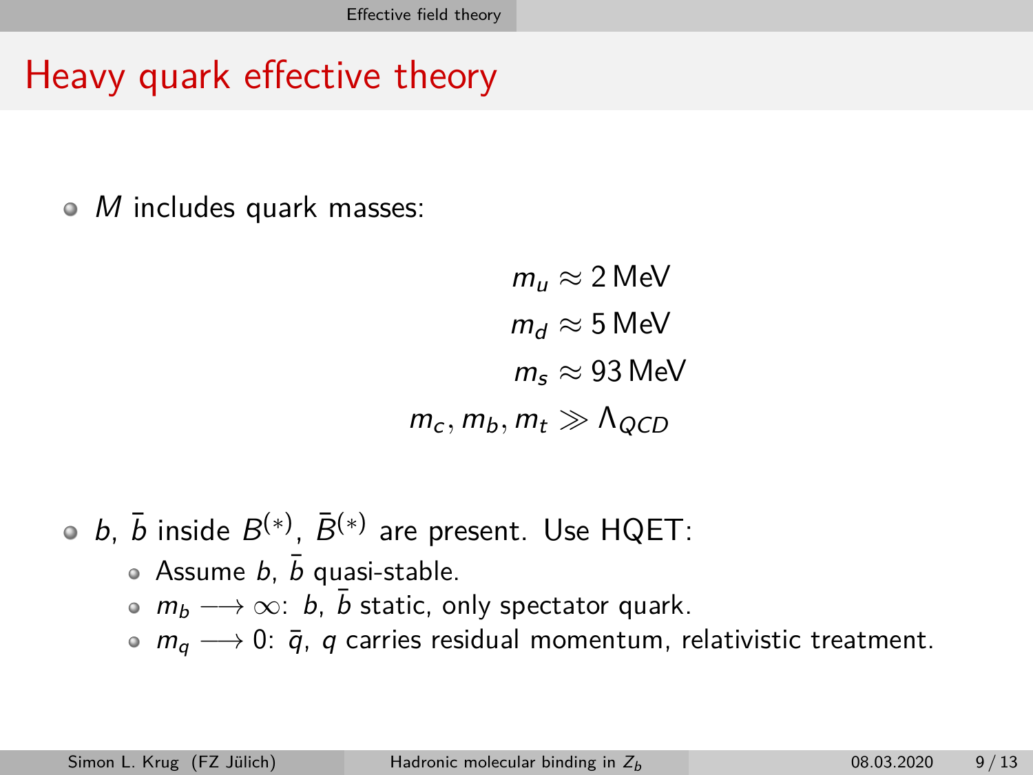# Heavy quark effective theory

- $M$ includes quark masses:

$$
\begin{aligned}
m_u &\approx 2\,\text{MeV} \\
m_d &\approx 5\,\text{MeV} \\
m_s &\approx 93\,\text{MeV} \\
m_c, m_b, m_t &\gg \Lambda_{QCD}
\end{aligned}
$$

- $b$, $\bar{b}$ inside $B^{(*)}$, $\bar{B}^{(*)}$ are present. Use HQET:
  - Assume $b$, $\bar{b}$ quasi-stable.
  - $m_b \longrightarrow \infty$: $b$, $\bar{b}$ static, only spectator quark.
  - $m_q \longrightarrow 0$: $\bar{q}$, $q$ carries residual momentum, relativistic treatment.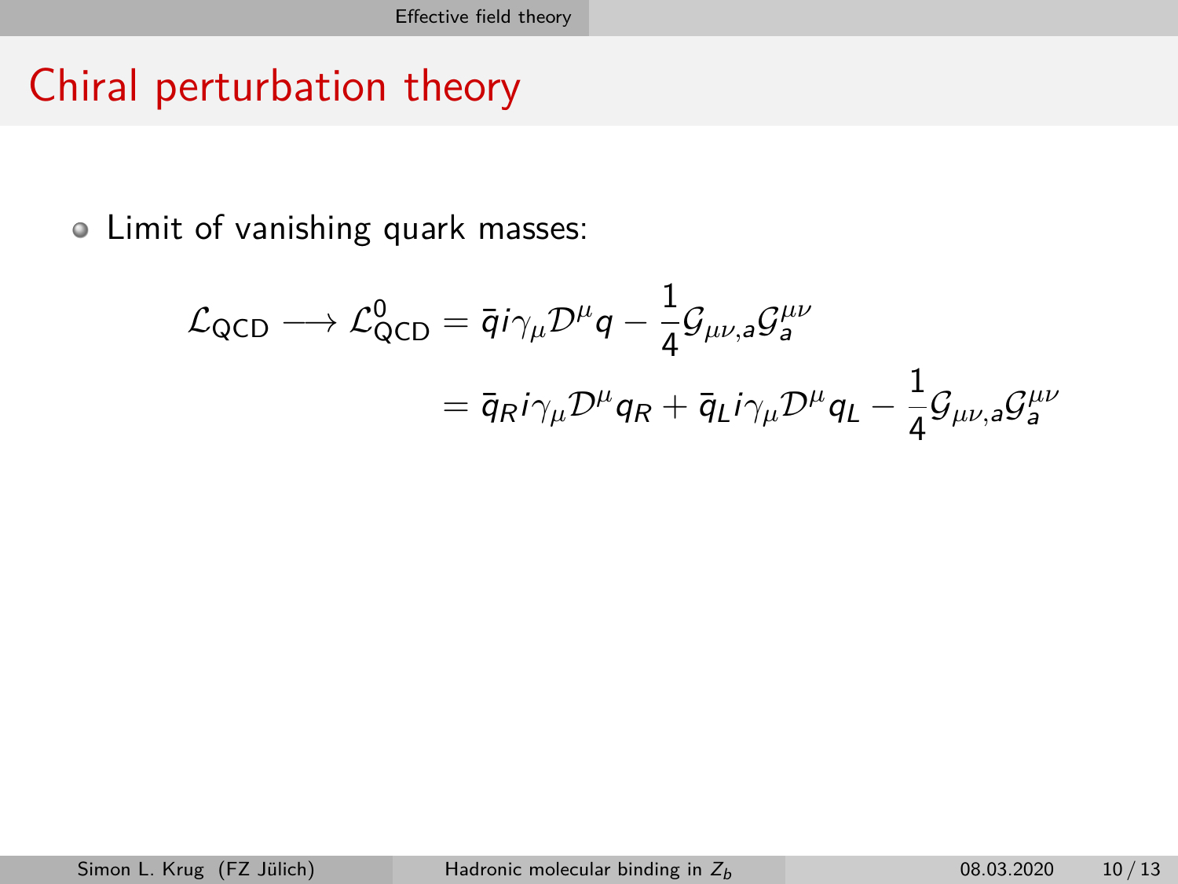# Chiral perturbation theory

- Limit of vanishing quark masses:

$$
\begin{aligned}
\mathcal{L}_{\text{QCD}} \longrightarrow \mathcal{L}^0_{\text{QCD}} &= \bar{q} i \gamma_\mu \mathcal{D}^\mu q - \frac{1}{4} \mathcal{G}_{\mu\nu,a} \mathcal{G}^{\mu\nu}_a \\
&= \bar{q}_R i \gamma_\mu \mathcal{D}^\mu q_R + \bar{q}_L i \gamma_\mu \mathcal{D}^\mu q_L - \frac{1}{4} \mathcal{G}_{\mu\nu,a} \mathcal{G}^{\mu\nu}_a
\end{aligned}
$$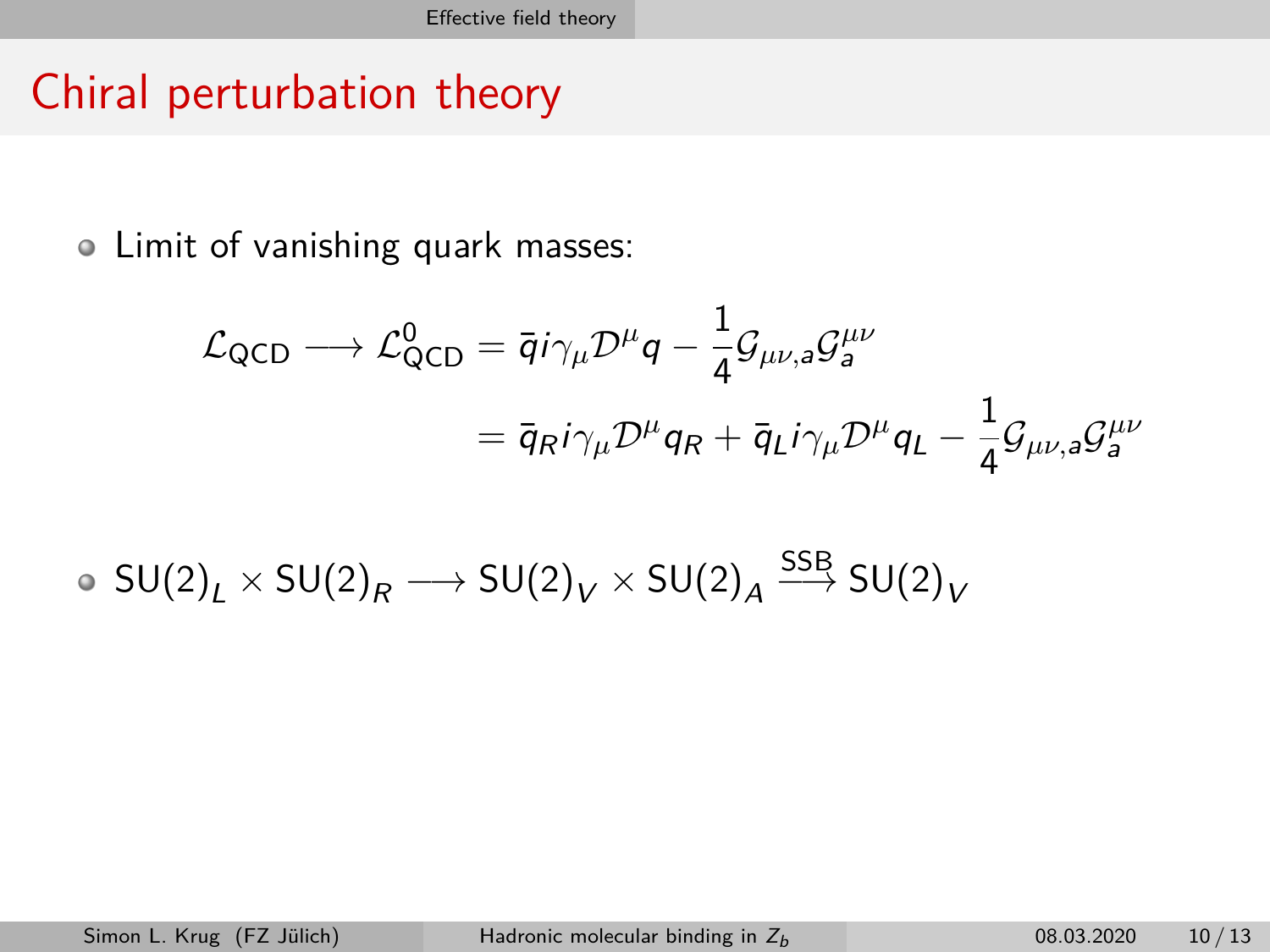# Chiral perturbation theory

- Limit of vanishing quark masses:

$$
\begin{aligned}
\mathcal{L}_{\text{QCD}} \longrightarrow \mathcal{L}^0_{\text{QCD}} &= \bar{q} i \gamma_\mu \mathcal{D}^\mu q - \frac{1}{4} \mathcal{G}_{\mu\nu,a} \mathcal{G}^{\mu\nu}_a \\
&= \bar{q}_R i \gamma_\mu \mathcal{D}^\mu q_R + \bar{q}_L i \gamma_\mu \mathcal{D}^\mu q_L - \frac{1}{4} \mathcal{G}_{\mu\nu,a} \mathcal{G}^{\mu\nu}_a
\end{aligned}
$$

- $\mathrm{SU}(2)_L \times \mathrm{SU}(2)_R \longrightarrow \mathrm{SU}(2)_V \times \mathrm{SU}(2)_A \stackrel{\text{SSB}}{\longrightarrow} \mathrm{SU}(2)_V$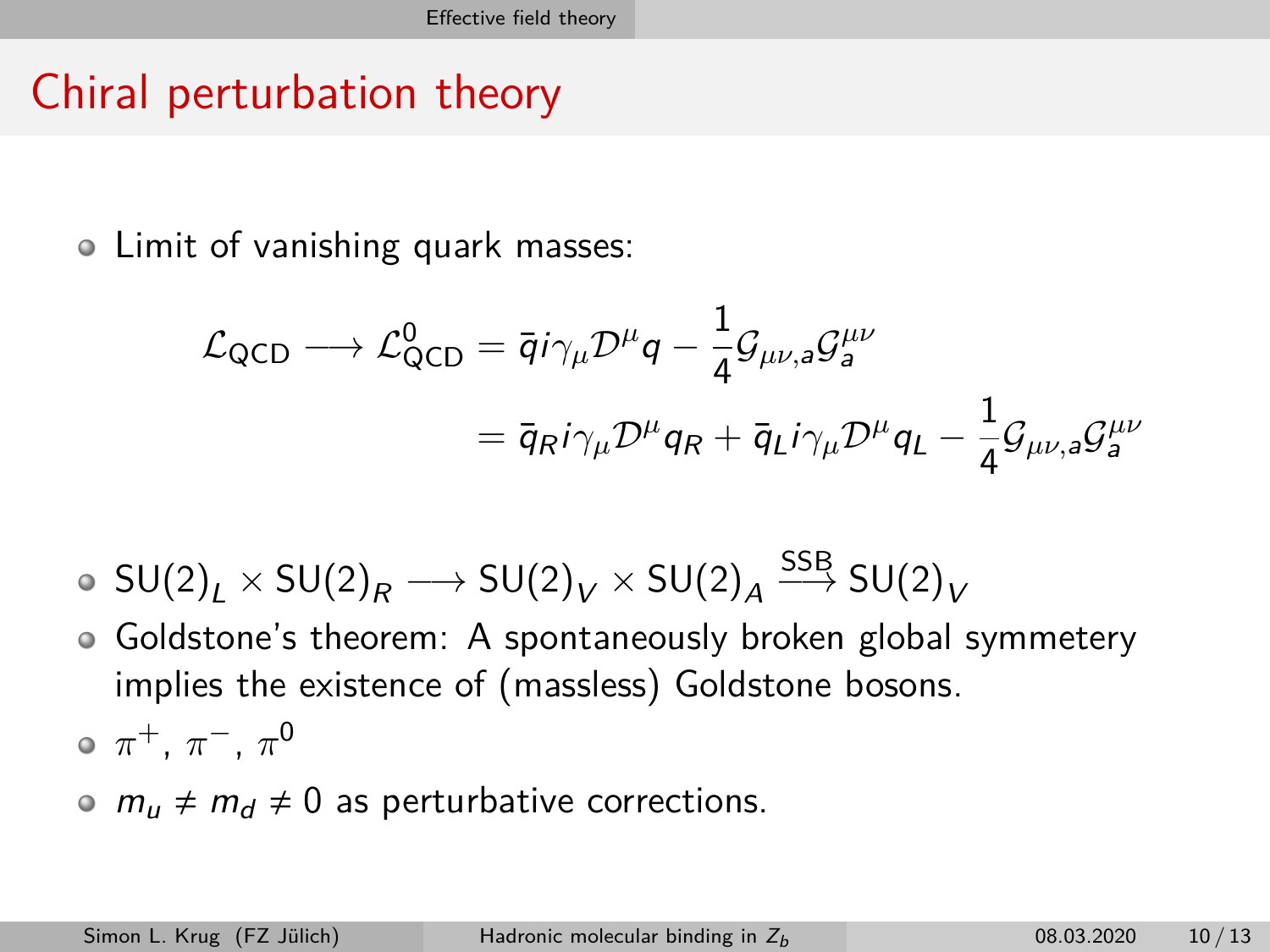# Chiral perturbation theory

- Limit of vanishing quark masses:

$$\mathcal{L}_{\text{QCD}} \longrightarrow \mathcal{L}^0_{\text{QCD}} = \bar{q} i \gamma_\mu \mathcal{D}^\mu q - \frac{1}{4} \mathcal{G}_{\mu\nu,a} \mathcal{G}^{\mu\nu}_a$$

$$= \bar{q}_R i \gamma_\mu \mathcal{D}^\mu q_R + \bar{q}_L i \gamma_\mu \mathcal{D}^\mu q_L - \frac{1}{4} \mathcal{G}_{\mu\nu,a} \mathcal{G}^{\mu\nu}_a$$

- $\text{SU}(2)_L \times \text{SU}(2)_R \longrightarrow \text{SU}(2)_V \times \text{SU}(2)_A \overset{\text{SSB}}{\longrightarrow} \text{SU}(2)_V$
- Goldstone's theorem: A spontaneously broken global symmetery implies the existence of (massless) Goldstone bosons.
- $\pi^+$, $\pi^-$, $\pi^0$
- $m_u \neq m_d \neq 0$ as perturbative corrections.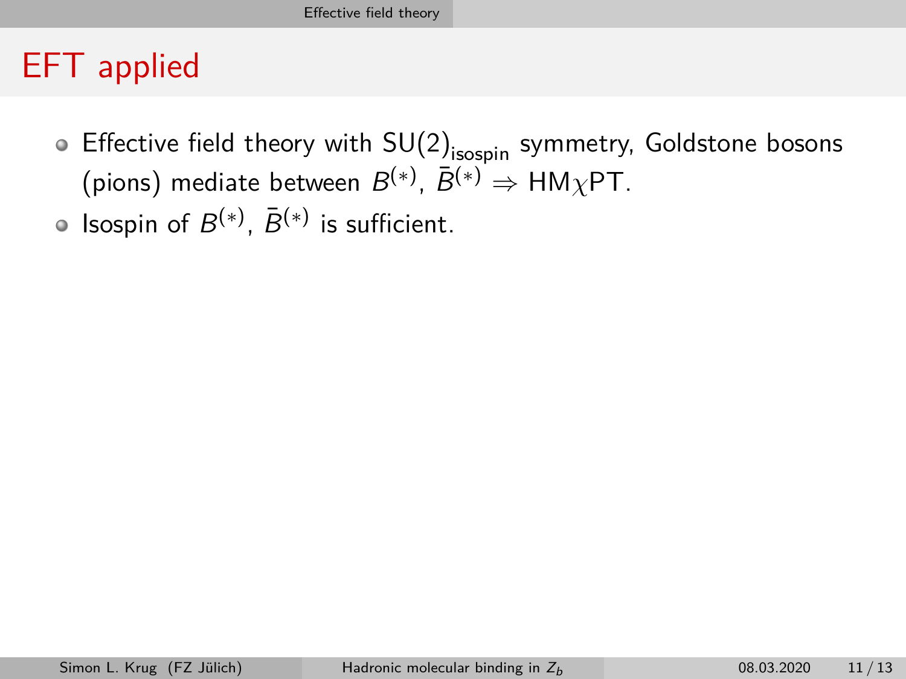# EFT applied

- Effective field theory with $SU(2)_{\text{isospin}}$ symmetry, Goldstone bosons (pions) mediate between $B^{(*)}$, $\bar{B}^{(*)}$ $\Rightarrow$ HM$\chi$PT.
- Isospin of $B^{(*)}$, $\bar{B}^{(*)}$ is sufficient.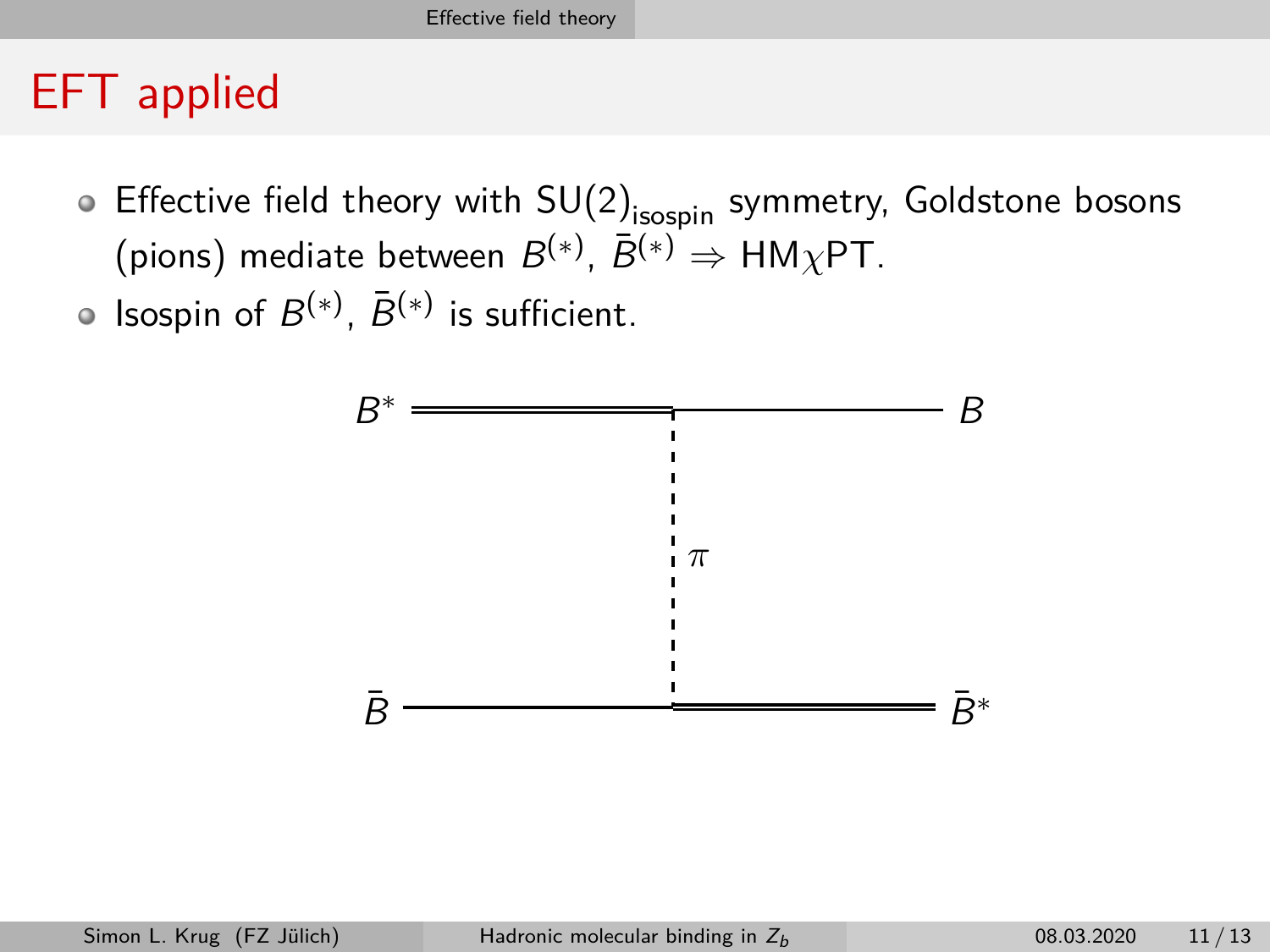# EFT applied

- Effective field theory with $\mathrm{SU}(2)_{\mathrm{isospin}}$ symmetry, Goldstone bosons (pions) mediate between $B^{(*)}$, $\bar{B}^{(*)} \Rightarrow$ HM$\chi$PT.
- Isospin of $B^{(*)}$, $\bar{B}^{(*)}$ is sufficient.

$B^*$ $B$

$\pi$

$\bar{B}$ $\bar{B}^*$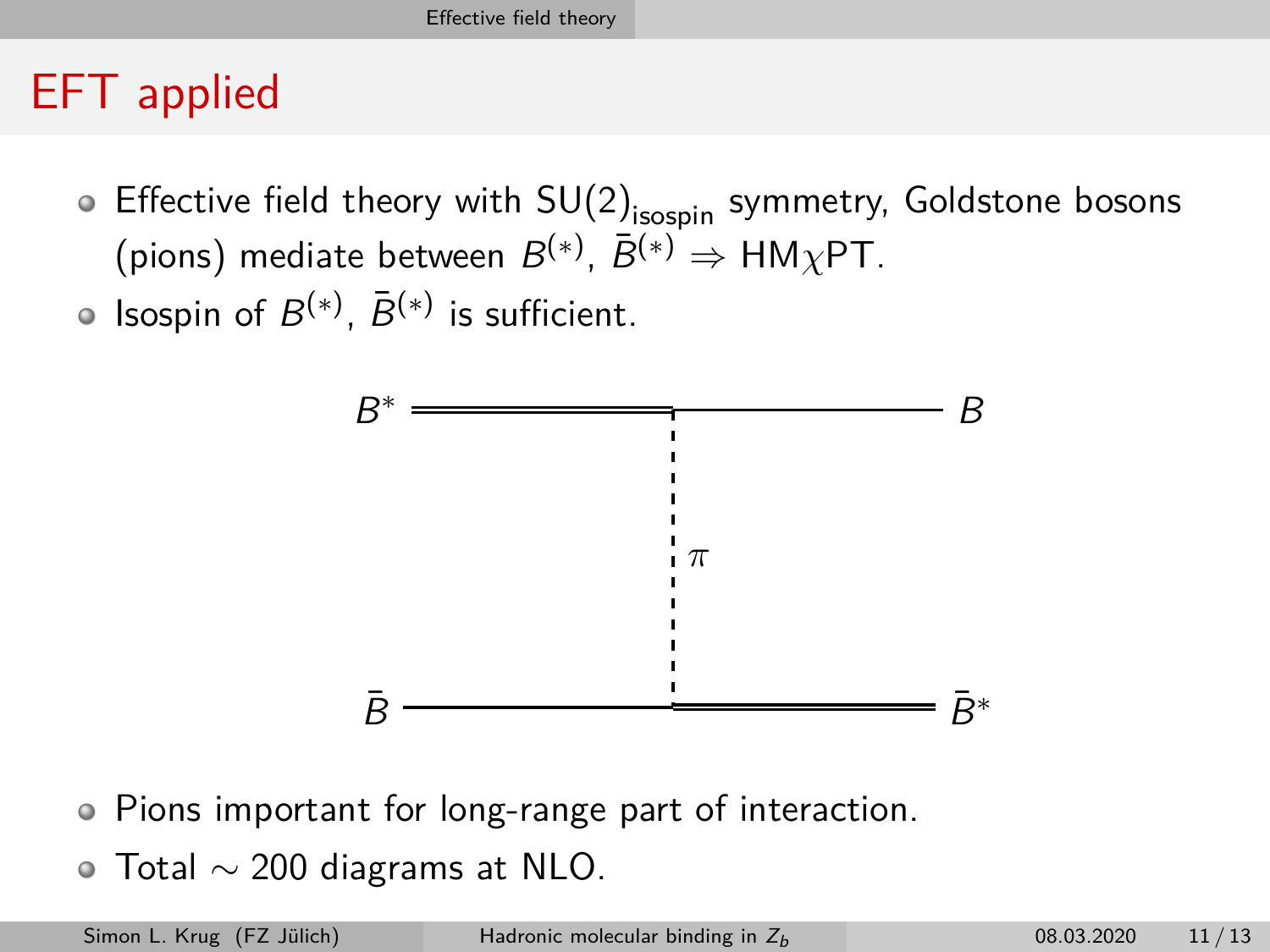# EFT applied

- Effective field theory with $\mathrm{SU}(2)_{\mathrm{isospin}}$ symmetry, Goldstone bosons (pions) mediate between $B^{(*)}$, $\bar{B}^{(*)} \Rightarrow$ HM$\chi$PT.
- Isospin of $B^{(*)}$, $\bar{B}^{(*)}$ is sufficient.

$B^*$ — $B$

$\pi$

$\bar{B}$ — $\bar{B}^*$

- Pions important for long-range part of interaction.
- Total $\sim 200$ diagrams at NLO.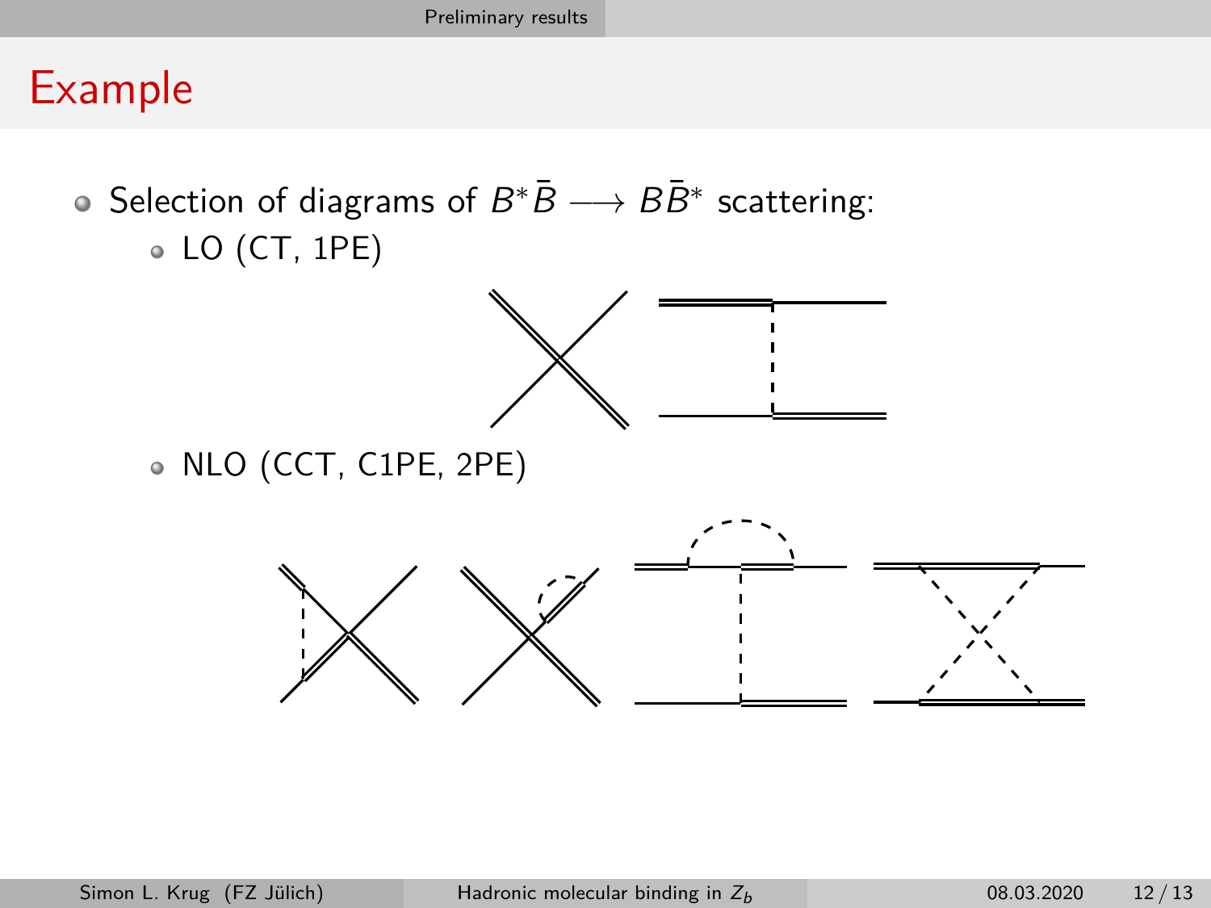# Example

- Selection of diagrams of $B^*\bar{B} \longrightarrow B\bar{B}^*$ scattering:
  - LO (CT, 1PE)
  - NLO (CCT, C1PE, 2PE)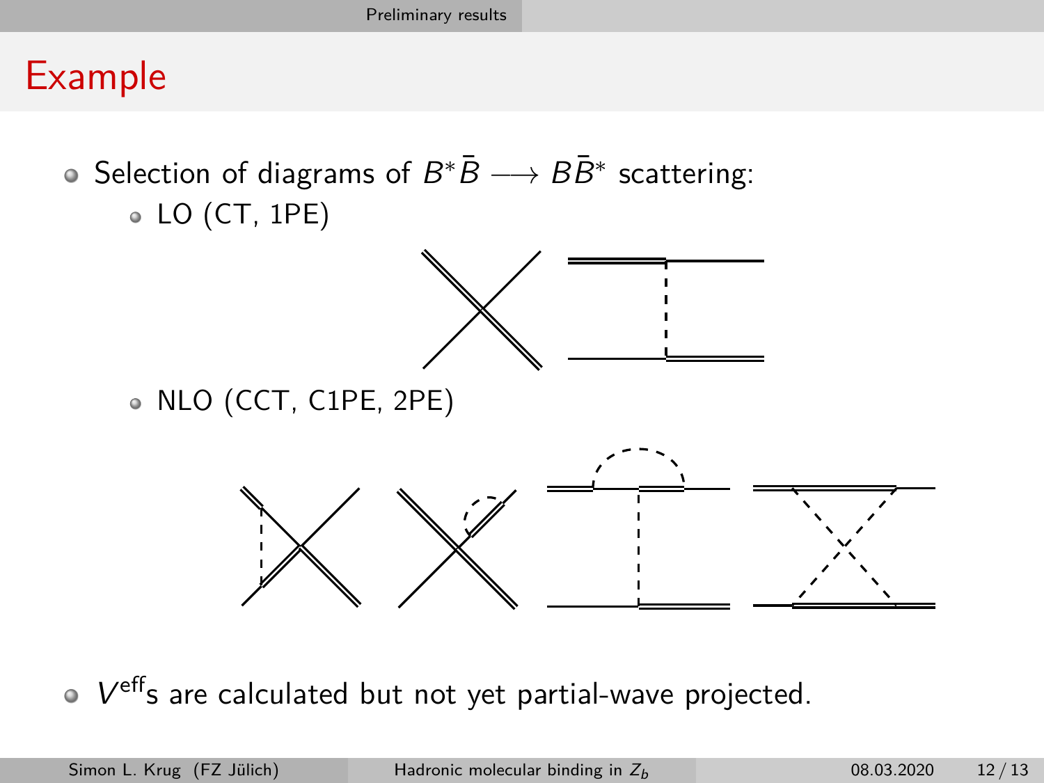# Example

- Selection of diagrams of $B^*\bar{B} \longrightarrow B\bar{B}^*$ scattering:
  - LO (CT, 1PE)
  - NLO (CCT, C1PE, 2PE)
- $V^{\text{eff}}$s are calculated but not yet partial-wave projected.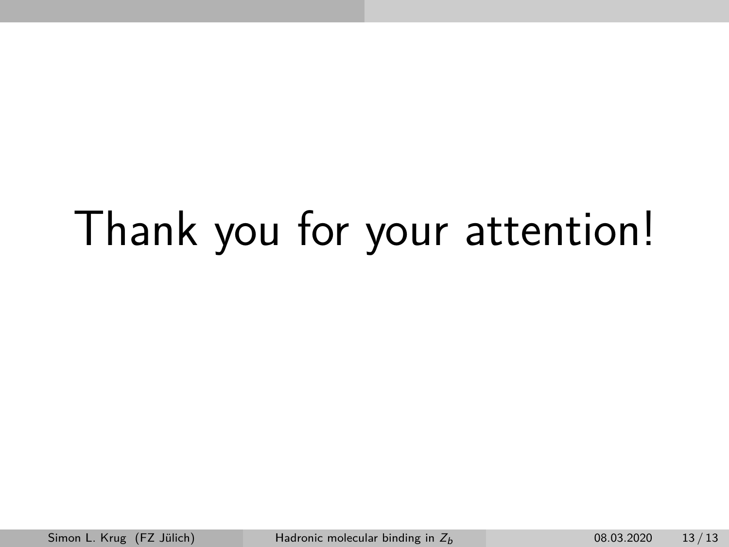# Thank you for your attention!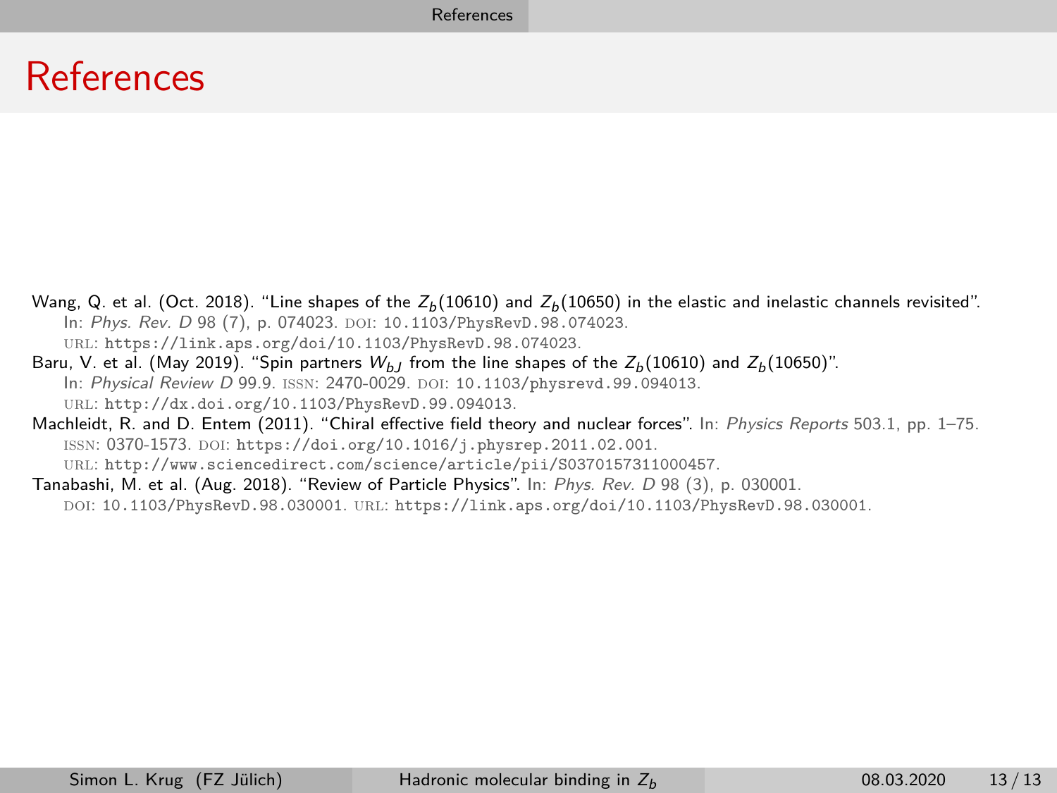# References

Wang, Q. et al. (Oct. 2018). "Line shapes of the $Z_b(10610)$ and $Z_b(10650)$ in the elastic and inelastic channels revisited". In: *Phys. Rev. D* 98 (7), p. 074023. DOI: 10.1103/PhysRevD.98.074023. URL: https://link.aps.org/doi/10.1103/PhysRevD.98.074023.

Baru, V. et al. (May 2019). "Spin partners $W_{bJ}$ from the line shapes of the $Z_b(10610)$ and $Z_b(10650)$". In: *Physical Review D* 99.9. ISSN: 2470-0029. DOI: 10.1103/physrevd.99.094013. URL: http://dx.doi.org/10.1103/PhysRevD.99.094013.

Machleidt, R. and D. Entem (2011). "Chiral effective field theory and nuclear forces". In: *Physics Reports* 503.1, pp. 1–75. ISSN: 0370-1573. DOI: https://doi.org/10.1016/j.physrep.2011.02.001. URL: http://www.sciencedirect.com/science/article/pii/S0370157311000457.

Tanabashi, M. et al. (Aug. 2018). "Review of Particle Physics". In: *Phys. Rev. D* 98 (3), p. 030001. DOI: 10.1103/PhysRevD.98.030001. URL: https://link.aps.org/doi/10.1103/PhysRevD.98.030001.